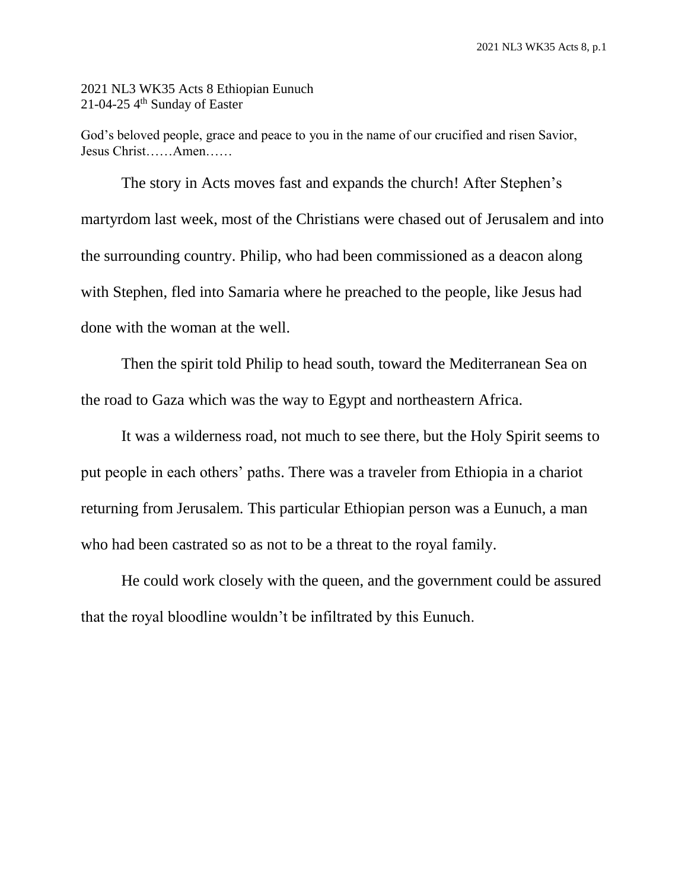2021 NL3 WK35 Acts 8 Ethiopian Eunuch
21-04-25 4th Sunday of Easter

God's beloved people, grace and peace to you in the name of our crucified and risen Savior, Jesus Christ……Amen……

The story in Acts moves fast and expands the church! After Stephen's martyrdom last week, most of the Christians were chased out of Jerusalem and into the surrounding country. Philip, who had been commissioned as a deacon along with Stephen, fled into Samaria where he preached to the people, like Jesus had done with the woman at the well.

Then the spirit told Philip to head south, toward the Mediterranean Sea on the road to Gaza which was the way to Egypt and northeastern Africa.

It was a wilderness road, not much to see there, but the Holy Spirit seems to put people in each others' paths. There was a traveler from Ethiopia in a chariot returning from Jerusalem. This particular Ethiopian person was a Eunuch, a man who had been castrated so as not to be a threat to the royal family.

He could work closely with the queen, and the government could be assured that the royal bloodline wouldn't be infiltrated by this Eunuch.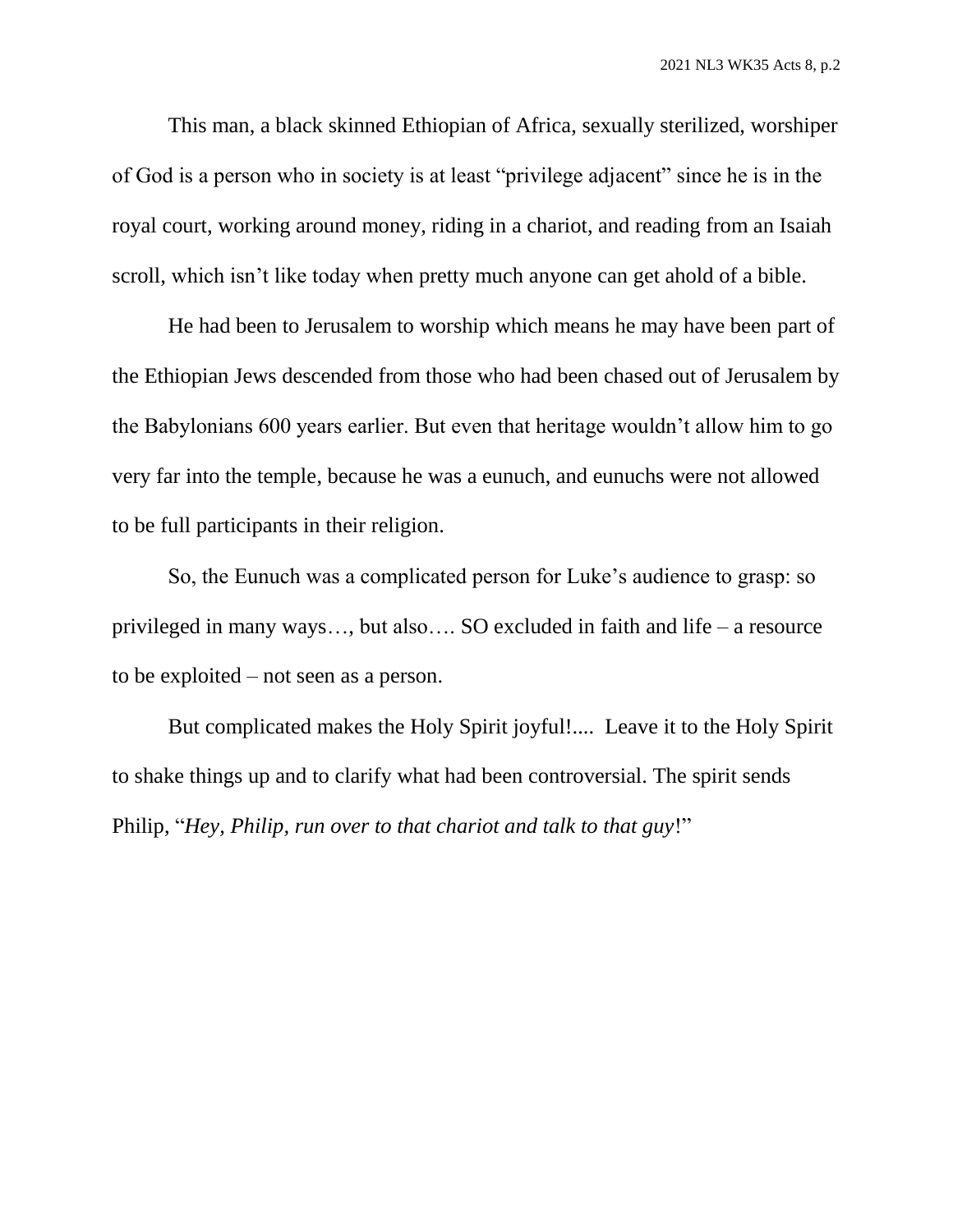This man, a black skinned Ethiopian of Africa, sexually sterilized, worshiper of God is a person who in society is at least "privilege adjacent" since he is in the royal court, working around money, riding in a chariot, and reading from an Isaiah scroll, which isn't like today when pretty much anyone can get ahold of a bible.

He had been to Jerusalem to worship which means he may have been part of the Ethiopian Jews descended from those who had been chased out of Jerusalem by the Babylonians 600 years earlier. But even that heritage wouldn't allow him to go very far into the temple, because he was a eunuch, and eunuchs were not allowed to be full participants in their religion.

So, the Eunuch was a complicated person for Luke's audience to grasp: so privileged in many ways…, but also…. SO excluded in faith and life – a resource to be exploited – not seen as a person.

But complicated makes the Holy Spirit joyful!.... Leave it to the Holy Spirit to shake things up and to clarify what had been controversial. The spirit sends Philip, "*Hey, Philip, run over to that chariot and talk to that guy*!"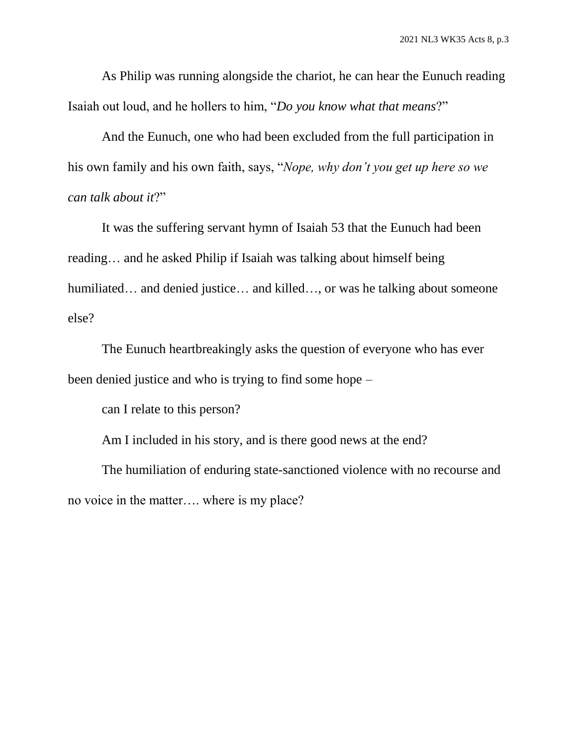As Philip was running alongside the chariot, he can hear the Eunuch reading Isaiah out loud, and he hollers to him, "*Do you know what that means*?"

And the Eunuch, one who had been excluded from the full participation in his own family and his own faith, says, "*Nope, why don't you get up here so we can talk about it*?"

It was the suffering servant hymn of Isaiah 53 that the Eunuch had been reading… and he asked Philip if Isaiah was talking about himself being humiliated… and denied justice… and killed…, or was he talking about someone else?

The Eunuch heartbreakingly asks the question of everyone who has ever been denied justice and who is trying to find some hope –

can I relate to this person?

Am I included in his story, and is there good news at the end?

The humiliation of enduring state-sanctioned violence with no recourse and no voice in the matter…. where is my place?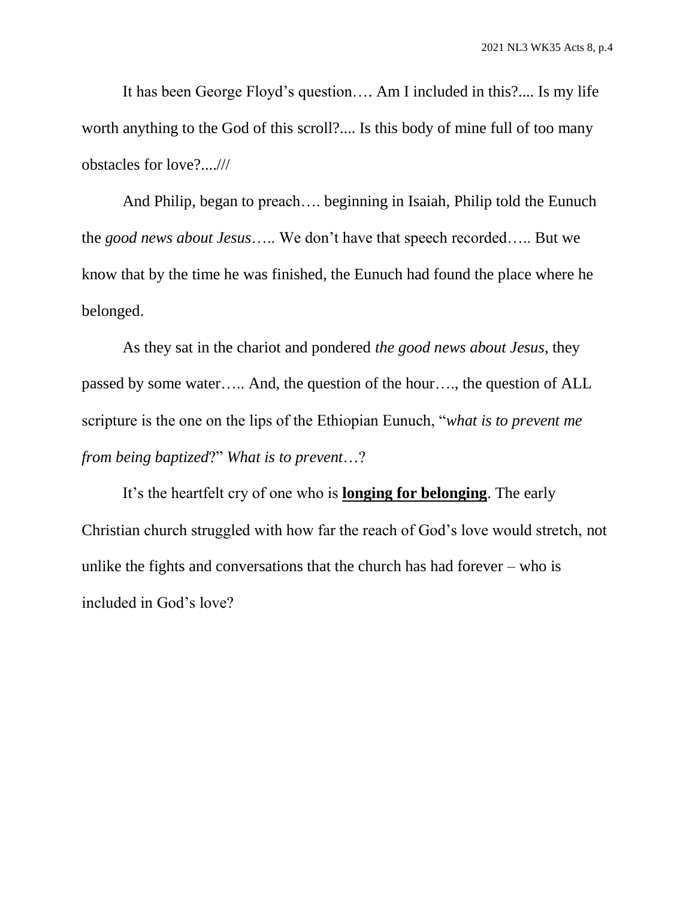It has been George Floyd's question…. Am I included in this?.... Is my life worth anything to the God of this scroll?.... Is this body of mine full of too many obstacles for love?....///

And Philip, began to preach…. beginning in Isaiah, Philip told the Eunuch the *good news about Jesus*….. We don't have that speech recorded….. But we know that by the time he was finished, the Eunuch had found the place where he belonged.

As they sat in the chariot and pondered *the good news about Jesus*, they passed by some water….. And, the question of the hour…., the question of ALL scripture is the one on the lips of the Ethiopian Eunuch, "*what is to prevent me from being baptized*?" *What is to prevent*…?

It's the heartfelt cry of one who is **<u>longing for belonging</u>**. The early Christian church struggled with how far the reach of God's love would stretch, not unlike the fights and conversations that the church has had forever – who is included in God's love?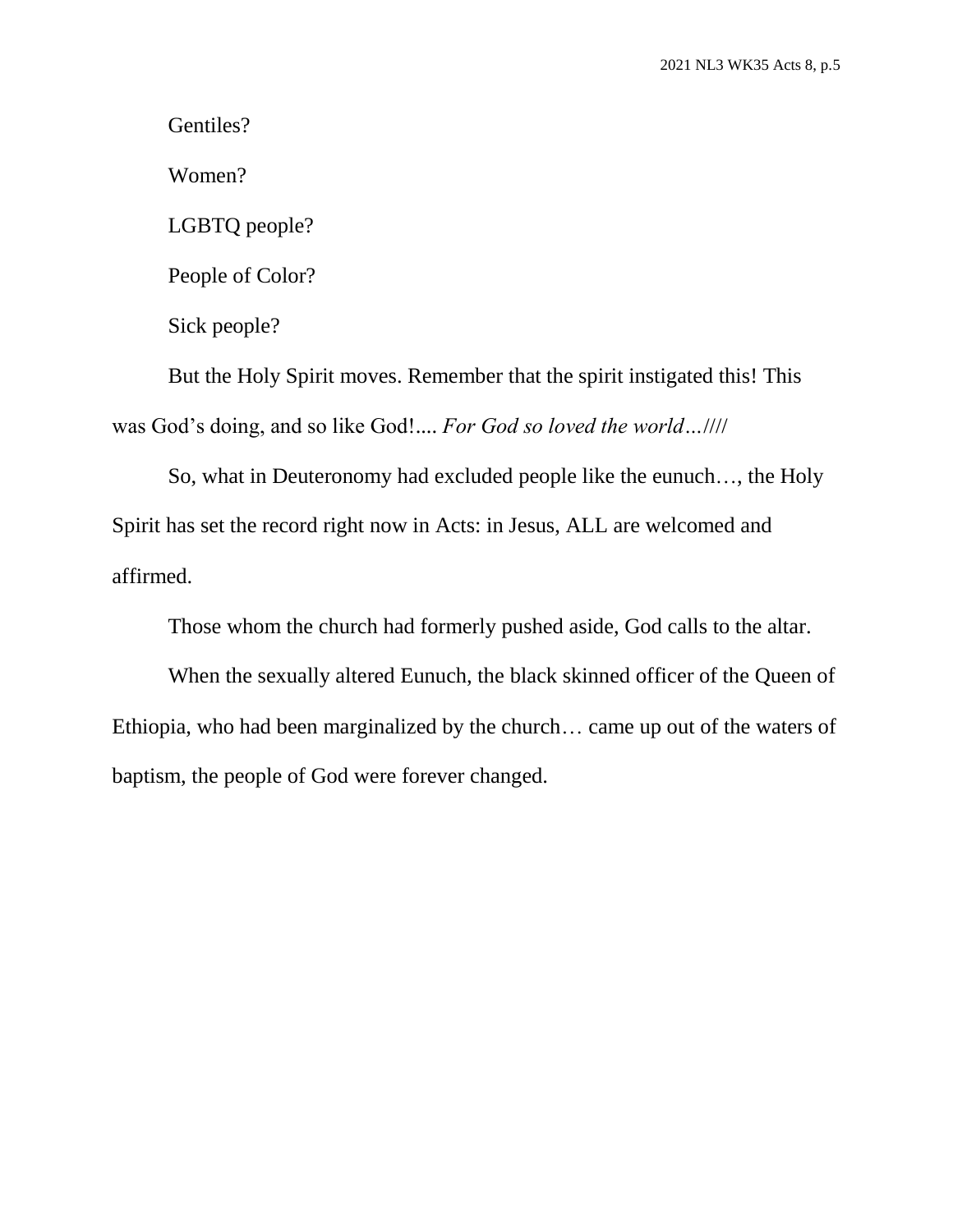Gentiles?

Women?

LGBTQ people?

People of Color?

Sick people?

But the Holy Spirit moves. Remember that the spirit instigated this! This was God's doing, and so like God!.... *For God so loved the world…*////

So, what in Deuteronomy had excluded people like the eunuch…, the Holy Spirit has set the record right now in Acts: in Jesus, ALL are welcomed and affirmed.

Those whom the church had formerly pushed aside, God calls to the altar.

When the sexually altered Eunuch, the black skinned officer of the Queen of Ethiopia, who had been marginalized by the church… came up out of the waters of baptism, the people of God were forever changed.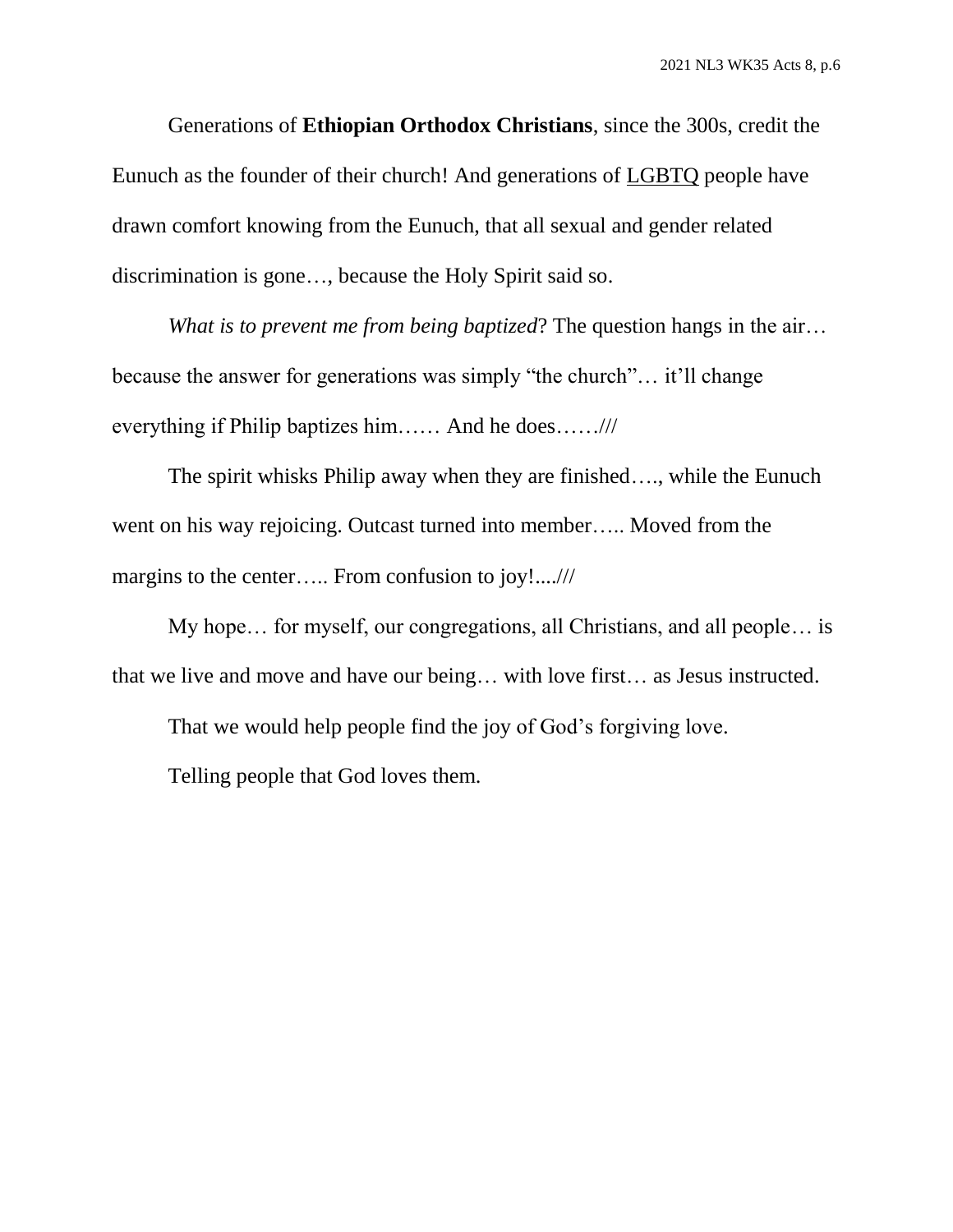Generations of **Ethiopian Orthodox Christians**, since the 300s, credit the Eunuch as the founder of their church! And generations of <u>LGBTQ</u> people have drawn comfort knowing from the Eunuch, that all sexual and gender related discrimination is gone…, because the Holy Spirit said so.

*What is to prevent me from being baptized*? The question hangs in the air… because the answer for generations was simply "the church"… it'll change everything if Philip baptizes him…… And he does……///

The spirit whisks Philip away when they are finished…., while the Eunuch went on his way rejoicing. Outcast turned into member….. Moved from the margins to the center….. From confusion to joy!....///

My hope… for myself, our congregations, all Christians, and all people… is that we live and move and have our being… with love first… as Jesus instructed.

That we would help people find the joy of God's forgiving love.

Telling people that God loves them.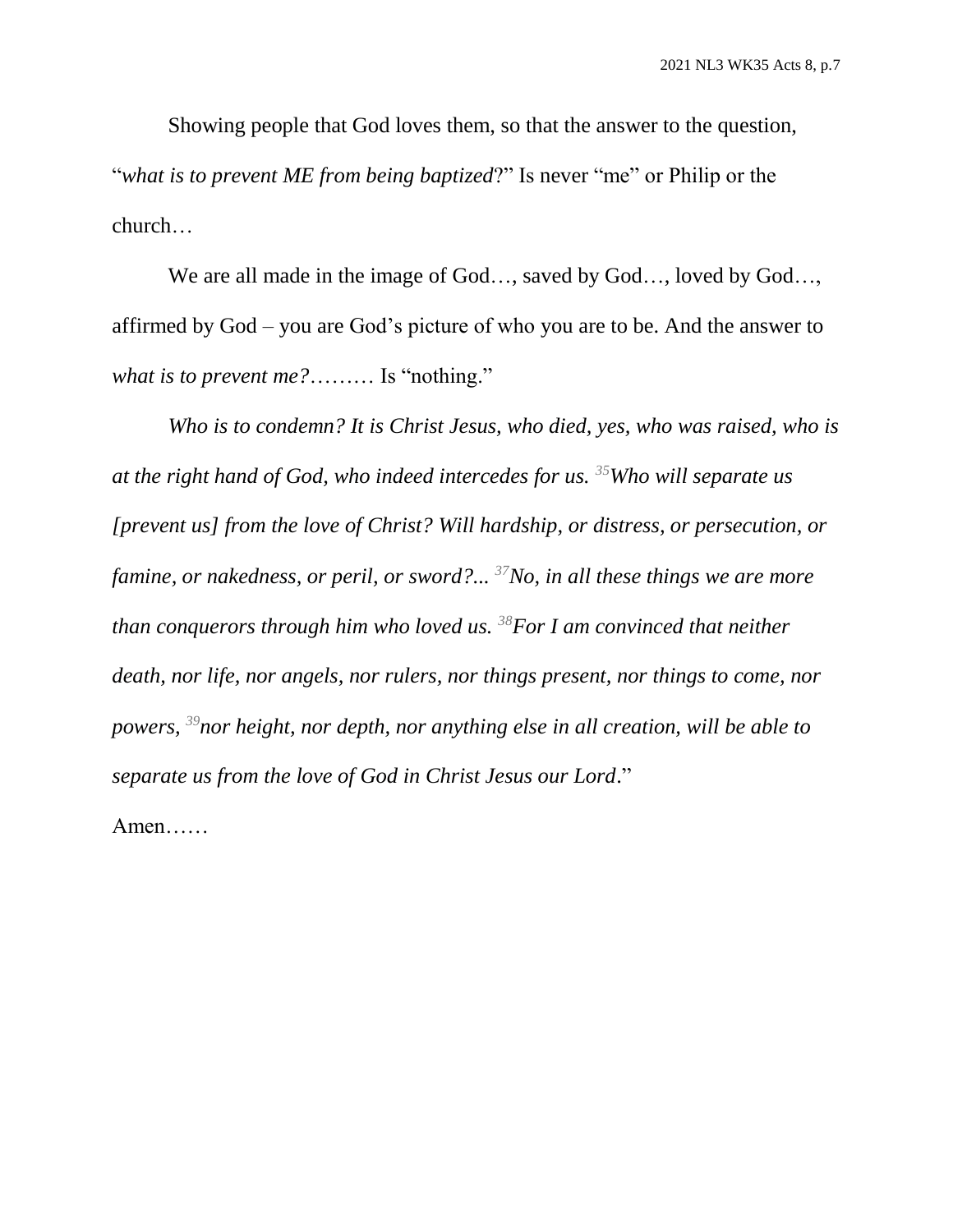Showing people that God loves them, so that the answer to the question, "*what is to prevent ME from being baptized*?" Is never "me" or Philip or the church…

We are all made in the image of God…, saved by God…, loved by God…, affirmed by God – you are God's picture of who you are to be. And the answer to *what is to prevent me?*……… Is "nothing."

*Who is to condemn? It is Christ Jesus, who died, yes, who was raised, who is at the right hand of God, who indeed intercedes for us.* [35]*Who will separate us [prevent us] from the love of Christ? Will hardship, or distress, or persecution, or famine, or nakedness, or peril, or sword?...* [37]*No, in all these things we are more than conquerors through him who loved us.* [38]*For I am convinced that neither death, nor life, nor angels, nor rulers, nor things present, nor things to come, nor powers,* [39]*nor height, nor depth, nor anything else in all creation, will be able to separate us from the love of God in Christ Jesus our Lord*."

Amen……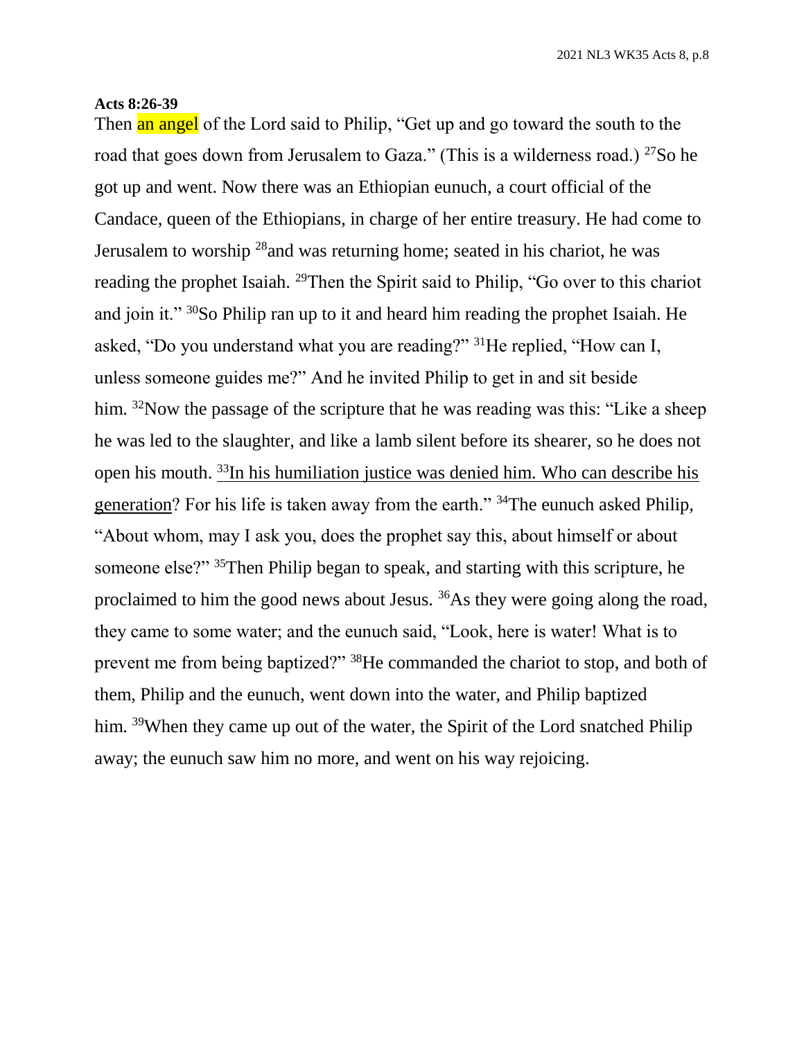**Acts 8:26-39**

Then an angel of the Lord said to Philip, "Get up and go toward the south to the road that goes down from Jerusalem to Gaza." (This is a wilderness road.) [27]So he got up and went. Now there was an Ethiopian eunuch, a court official of the Candace, queen of the Ethiopians, in charge of her entire treasury. He had come to Jerusalem to worship [28]and was returning home; seated in his chariot, he was reading the prophet Isaiah. [29]Then the Spirit said to Philip, "Go over to this chariot and join it." [30]So Philip ran up to it and heard him reading the prophet Isaiah. He asked, "Do you understand what you are reading?" [31]He replied, "How can I, unless someone guides me?" And he invited Philip to get in and sit beside him. [32]Now the passage of the scripture that he was reading was this: "Like a sheep he was led to the slaughter, and like a lamb silent before its shearer, so he does not open his mouth. [33]<u>In his humiliation justice was denied him. Who can describe his generation</u>? For his life is taken away from the earth." [34]The eunuch asked Philip, "About whom, may I ask you, does the prophet say this, about himself or about someone else?" [35]Then Philip began to speak, and starting with this scripture, he proclaimed to him the good news about Jesus. [36]As they were going along the road, they came to some water; and the eunuch said, "Look, here is water! What is to prevent me from being baptized?" [38]He commanded the chariot to stop, and both of them, Philip and the eunuch, went down into the water, and Philip baptized him. [39]When they came up out of the water, the Spirit of the Lord snatched Philip away; the eunuch saw him no more, and went on his way rejoicing.